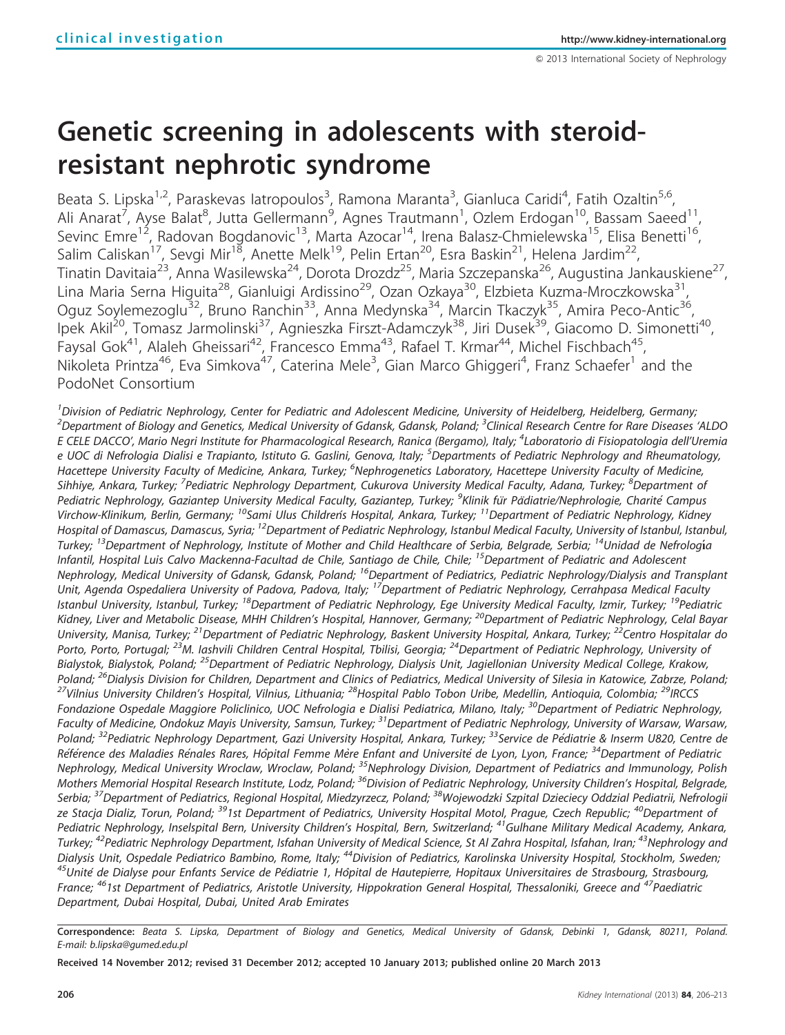clinical investigation

# Genetic screening in adolescents with steroid-resistant nephrotic syndrome

Beata S. Lipska[1,2], Paraskevas Iatropoulos[3], Ramona Maranta[3], Gianluca Caridi[4], Fatih Ozaltin[5,6], Ali Anarat[7], Ayse Balat[8], Jutta Gellermann[9], Agnes Trautmann[1], Ozlem Erdogan[10], Bassam Saeed[11], Sevinc Emre[12], Radovan Bogdanovic[13], Marta Azocar[14], Irena Balasz-Chmielewska[15], Elisa Benetti[16], Salim Caliskan[17], Sevgi Mir[18], Anette Melk[19], Pelin Ertan[20], Esra Baskin[21], Helena Jardim[22], Tinatin Davitaia[23], Anna Wasilewska[24], Dorota Drozdz[25], Maria Szczepanska[26], Augustina Jankauskiene[27], Lina Maria Serna Higuita[28], Gianluigi Ardissino[29], Ozan Ozkaya[30], Elzbieta Kuzma-Mroczkowska[31], Oguz Soylemezoglu[32], Bruno Ranchin[33], Anna Medynska[34], Marcin Tkaczyk[35], Amira Peco-Antic[36], Ipek Akil[20], Tomasz Jarmolinski[37], Agnieszka Firszt-Adamczyk[38], Jiri Dusek[39], Giacomo D. Simonetti[40], Faysal Gok[41], Alaleh Gheissari[42], Francesco Emma[43], Rafael T. Krmar[44], Michel Fischbach[45], Nikoleta Printza[46], Eva Simkova[47], Caterina Mele[3], Gian Marco Ghiggeri[4], Franz Schaefer[1] and the PodoNet Consortium

[1]Division of Pediatric Nephrology, Center for Pediatric and Adolescent Medicine, University of Heidelberg, Heidelberg, Germany; [2]Department of Biology and Genetics, Medical University of Gdansk, Gdansk, Poland; [3]Clinical Research Centre for Rare Diseases 'ALDO E CELE DACCO', Mario Negri Institute for Pharmacological Research, Ranica (Bergamo), Italy; [4]Laboratorio di Fisiopatologia dell'Uremia e UOC di Nefrologia Dialisi e Trapianto, Istituto G. Gaslini, Genova, Italy; [5]Departments of Pediatric Nephrology and Rheumatology, Hacettepe University Faculty of Medicine, Ankara, Turkey; [6]Nephrogenetics Laboratory, Hacettepe University Faculty of Medicine, Sihhiye, Ankara, Turkey; [7]Pediatric Nephrology Department, Cukurova University Medical Faculty, Adana, Turkey; [8]Department of Pediatric Nephrology, Gaziantep University Medical Faculty, Gaziantep, Turkey; [9]Klinik für Pädiatrie/Nephrologie, Charité Campus Virchow-Klinikum, Berlin, Germany; [10]Sami Ulus Children's Hospital, Ankara, Turkey; [11]Department of Pediatric Nephrology, Kidney Hospital of Damascus, Damascus, Syria; [12]Department of Pediatric Nephrology, Istanbul Medical Faculty, University of Istanbul, Istanbul, Turkey; [13]Department of Nephrology, Institute of Mother and Child Healthcare of Serbia, Belgrade, Serbia; [14]Unidad de Nefrología Infantil, Hospital Luis Calvo Mackenna-Facultad de Chile, Santiago de Chile, Chile; [15]Department of Pediatric and Adolescent Nephrology, Medical University of Gdansk, Gdansk, Poland; [16]Department of Pediatrics, Pediatric Nephrology/Dialysis and Transplant Unit, Agenda Ospedaliera University of Padova, Padova, Italy; [17]Department of Pediatric Nephrology, Cerrahpasa Medical Faculty Istanbul University, Istanbul, Turkey; [18]Department of Pediatric Nephrology, Ege University Medical Faculty, Izmir, Turkey; [19]Pediatric Kidney, Liver and Metabolic Disease, MHH Children's Hospital, Hannover, Germany; [20]Department of Pediatric Nephrology, Celal Bayar University, Manisa, Turkey; [21]Department of Pediatric Nephrology, Baskent University Hospital, Ankara, Turkey; [22]Centro Hospitalar do Porto, Porto, Portugal; [23]M. Iashvili Children Central Hospital, Tbilisi, Georgia; [24]Department of Pediatric Nephrology, University of Bialystok, Bialystok, Poland; [25]Department of Pediatric Nephrology, Dialysis Unit, Jagiellonian University Medical College, Krakow, Poland; [26]Dialysis Division for Children, Department and Clinics of Pediatrics, Medical University of Silesia in Katowice, Zabrze, Poland; [27]Vilnius University Children's Hospital, Vilnius, Lithuania; [28]Hospital Pablo Tobon Uribe, Medellin, Antioquia, Colombia; [29]IRCCS Fondazione Ospedale Maggiore Policlinico, UOC Nefrologia e Dialisi Pediatrica, Milano, Italy; [30]Department of Pediatric Nephrology, Faculty of Medicine, Ondokuz Mayis University, Samsun, Turkey; [31]Department of Pediatric Nephrology, University of Warsaw, Warsaw, Poland; [32]Pediatric Nephrology Department, Gazi University Hospital, Ankara, Turkey; [33]Service de Pédiatrie & Inserm U820, Centre de Référence des Maladies Rénales Rares, Hôpital Femme Mère Enfant and Université de Lyon, Lyon, France; [34]Department of Pediatric Nephrology, Medical University Wroclaw, Wroclaw, Poland; [35]Nephrology Division, Department of Pediatrics and Immunology, Polish Mothers Memorial Hospital Research Institute, Lodz, Poland; [36]Division of Pediatric Nephrology, University Children's Hospital, Belgrade, Serbia; [37]Department of Pediatrics, Regional Hospital, Miedzyrzecz, Poland; [38]Wojewodzki Szpital Dzieciecy Oddzial Pediatrii, Nefrologii ze Stacja Dializ, Torun, Poland; [39]1st Department of Pediatrics, University Hospital Motol, Prague, Czech Republic; [40]Department of Pediatric Nephrology, Inselspital Bern, University Children's Hospital, Bern, Switzerland; [41]Gulhane Military Medical Academy, Ankara, Turkey; [42]Pediatric Nephrology Department, Isfahan University of Medical Science, St Al Zahra Hospital, Isfahan, Iran; [43]Nephrology and Dialysis Unit, Ospedale Pediatrico Bambino, Rome, Italy; [44]Division of Pediatrics, Karolinska University Hospital, Stockholm, Sweden; [45]Unité de Dialyse pour Enfants Service de Pédiatrie 1, Hôpital de Hautepierre, Hopitaux Universitaires de Strasbourg, Strasbourg, France; [46]1st Department of Pediatrics, Aristotle University, Hippokration General Hospital, Thessaloniki, Greece and [47]Paediatric Department, Dubai Hospital, Dubai, United Arab Emirates

**Correspondence:** *Beata S. Lipska, Department of Biology and Genetics, Medical University of Gdansk, Debinki 1, Gdansk, 80211, Poland. E-mail: b.lipska@gumed.edu.pl*

**Received 14 November 2012; revised 31 December 2012; accepted 10 January 2013; published online 20 March 2013**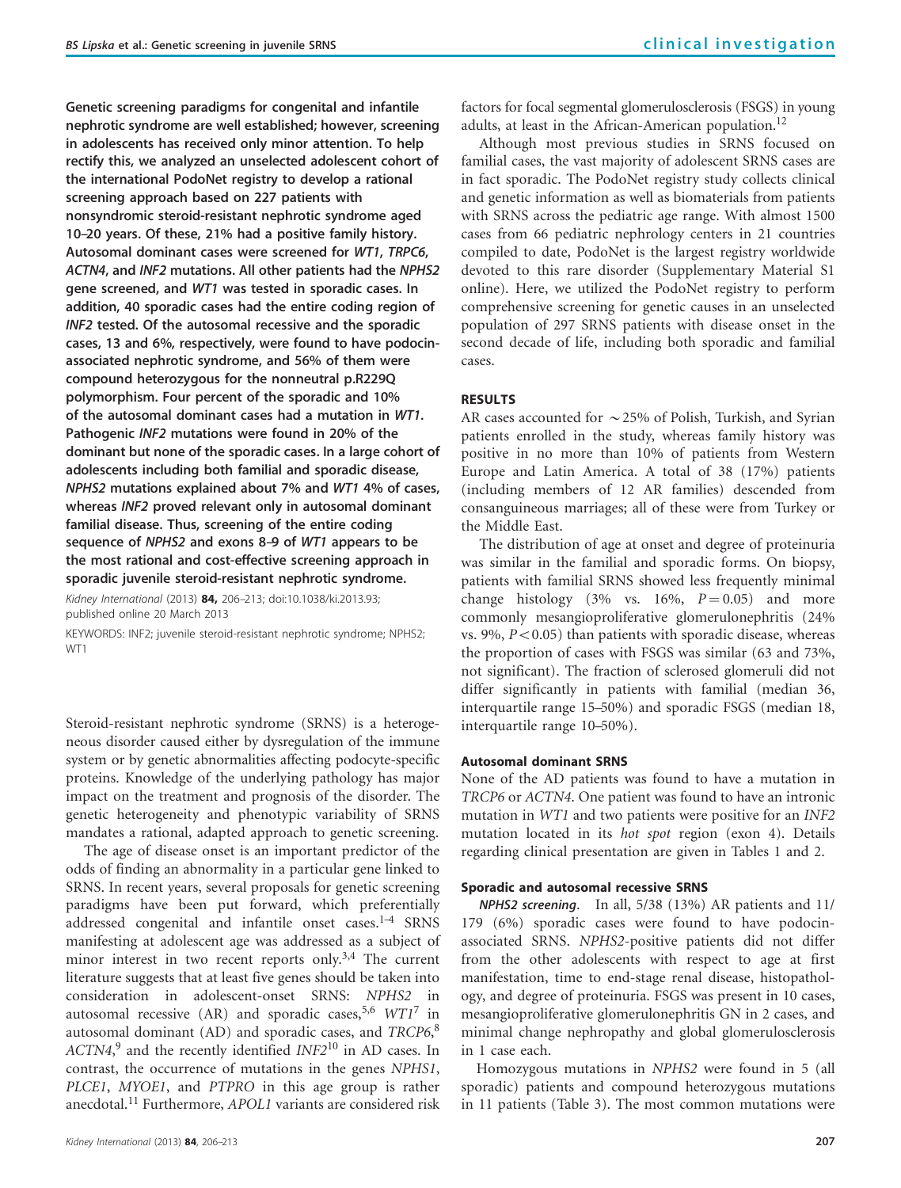**Genetic screening paradigms for congenital and infantile nephrotic syndrome are well established; however, screening in adolescents has received only minor attention. To help rectify this, we analyzed an unselected adolescent cohort of the international PodoNet registry to develop a rational screening approach based on 227 patients with nonsyndromic steroid-resistant nephrotic syndrome aged 10–20 years. Of these, 21% had a positive family history. Autosomal dominant cases were screened for *WT1*, *TRPC6*, *ACTN4*, and *INF2* mutations. All other patients had the *NPHS2* gene screened, and *WT1* was tested in sporadic cases. In addition, 40 sporadic cases had the entire coding region of *INF2* tested. Of the autosomal recessive and the sporadic cases, 13 and 6%, respectively, were found to have podocin-associated nephrotic syndrome, and 56% of them were compound heterozygous for the nonneutral p.R229Q polymorphism. Four percent of the sporadic and 10% of the autosomal dominant cases had a mutation in *WT1*. Pathogenic *INF2* mutations were found in 20% of the dominant but none of the sporadic cases. In a large cohort of adolescents including both familial and sporadic disease, *NPHS2* mutations explained about 7% and *WT1* 4% of cases, whereas *INF2* proved relevant only in autosomal dominant familial disease. Thus, screening of the entire coding sequence of *NPHS2* and exons 8–9 of *WT1* appears to be the most rational and cost-effective screening approach in sporadic juvenile steroid-resistant nephrotic syndrome.**

*Kidney International* (2013) **84,** 206–213; doi:10.1038/ki.2013.93; published online 20 March 2013

KEYWORDS: INF2; juvenile steroid-resistant nephrotic syndrome; NPHS2; WT1

Steroid-resistant nephrotic syndrome (SRNS) is a heterogeneous disorder caused either by dysregulation of the immune system or by genetic abnormalities affecting podocyte-specific proteins. Knowledge of the underlying pathology has major impact on the treatment and prognosis of the disorder. The genetic heterogeneity and phenotypic variability of SRNS mandates a rational, adapted approach to genetic screening.

The age of disease onset is an important predictor of the odds of finding an abnormality in a particular gene linked to SRNS. In recent years, several proposals for genetic screening paradigms have been put forward, which preferentially addressed congenital and infantile onset cases.[1–4] SRNS manifesting at adolescent age was addressed as a subject of minor interest in two recent reports only.[3,4] The current literature suggests that at least five genes should be taken into consideration in adolescent-onset SRNS: *NPHS2* in autosomal recessive (AR) and sporadic cases,[5,6] *WT1*[7] in autosomal dominant (AD) and sporadic cases, and *TRCP6*,[8] *ACTN4*,[9] and the recently identified *INF2*[10] in AD cases. In contrast, the occurrence of mutations in the genes *NPHS1*, *PLCE1*, *MYOE1*, and *PTPRO* in this age group is rather anecdotal.[11] Furthermore, *APOL1* variants are considered risk factors for focal segmental glomerulosclerosis (FSGS) in young adults, at least in the African-American population.[12]

Although most previous studies in SRNS focused on familial cases, the vast majority of adolescent SRNS cases are in fact sporadic. The PodoNet registry study collects clinical and genetic information as well as biomaterials from patients with SRNS across the pediatric age range. With almost 1500 cases from 66 pediatric nephrology centers in 21 countries compiled to date, PodoNet is the largest registry worldwide devoted to this rare disorder (Supplementary Material S1 online). Here, we utilized the PodoNet registry to perform comprehensive screening for genetic causes in an unselected population of 297 SRNS patients with disease onset in the second decade of life, including both sporadic and familial cases.

## RESULTS

AR cases accounted for ~25% of Polish, Turkish, and Syrian patients enrolled in the study, whereas family history was positive in no more than 10% of patients from Western Europe and Latin America. A total of 38 (17%) patients (including members of 12 AR families) descended from consanguineous marriages; all of these were from Turkey or the Middle East.

The distribution of age at onset and degree of proteinuria was similar in the familial and sporadic forms. On biopsy, patients with familial SRNS showed less frequently minimal change histology (3% vs. 16%, $P = 0.05$) and more commonly mesangioproliferative glomerulonephritis (24% vs. 9%, $P < 0.05$) than patients with sporadic disease, whereas the proportion of cases with FSGS was similar (63 and 73%, not significant). The fraction of sclerosed glomeruli did not differ significantly in patients with familial (median 36, interquartile range 15–50%) and sporadic FSGS (median 18, interquartile range 10–50%).

### Autosomal dominant SRNS

None of the AD patients was found to have a mutation in *TRCP6* or *ACTN4*. One patient was found to have an intronic mutation in *WT1* and two patients were positive for an *INF2* mutation located in its *hot spot* region (exon 4). Details regarding clinical presentation are given in Tables 1 and 2.

### Sporadic and autosomal recessive SRNS

***NPHS2 screening.*** In all, 5/38 (13%) AR patients and 11/179 (6%) sporadic cases were found to have podocin-associated SRNS. *NPHS2*-positive patients did not differ from the other adolescents with respect to age at first manifestation, time to end-stage renal disease, histopathology, and degree of proteinuria. FSGS was present in 10 cases, mesangioproliferative glomerulonephritis GN in 2 cases, and minimal change nephropathy and global glomerulosclerosis in 1 case each.

Homozygous mutations in *NPHS2* were found in 5 (all sporadic) patients and compound heterozygous mutations in 11 patients (Table 3). The most common mutations were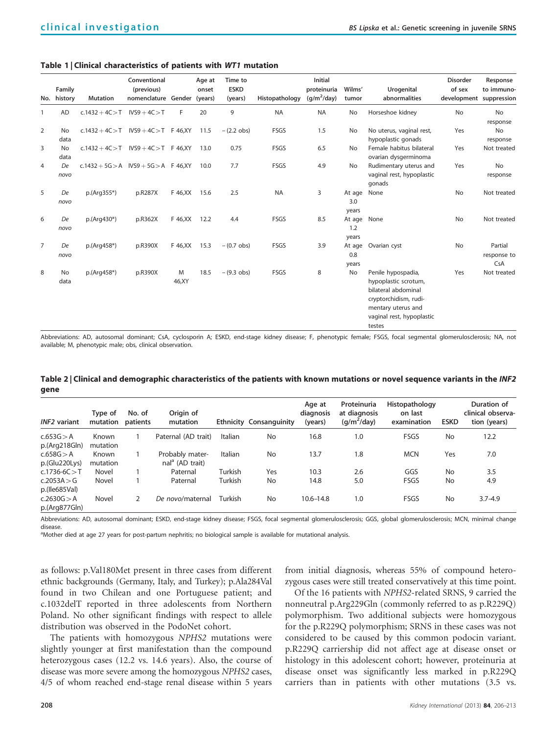**Table 1 | Clinical characteristics of patients with *WT1* mutation**

| No. | Family history | Mutation | Conventional (previous) nomenclature | Gender | Age at onset (years) | Time to ESKD (years) | Histopathology | Initial proteinuria (g/m²/day) | Wilms' tumor | Urogenital abnormalities | Disorder of sex development | Response to immuno-suppression |
|---|---|---|---|---|---|---|---|---|---|---|---|---|
| 1 | AD | c.1432+4C>T | IVS9+4C>T | F | 20 | 9 | NA | NA | No | Horseshoe kidney | No | No response |
| 2 | No data | c.1432+4C>T | IVS9+4C>T | F 46,XY | 11.5 | – (2.2 obs) | FSGS | 1.5 | No | No uterus, vaginal rest, hypoplastic gonads | Yes | No response |
| 3 | No data | c.1432+4C>T | IVS9+4C>T | F 46,XY | 13.0 | 0.75 | FSGS | 6.5 | No | Female habitus bilateral ovarian dysgerminoma | Yes | Not treated |
| 4 | *De novo* | c.1432+5G>A | IVS9+5G>A | F 46,XY | 10.0 | 7.7 | FSGS | 4.9 | No | Rudimentary uterus and vaginal rest, hypoplastic gonads | Yes | No response |
| 5 | *De novo* | p.(Arg355*) | p.R287X | F 46,XX | 15.6 | 2.5 | NA | 3 | At age 3.0 years | None | No | Not treated |
| 6 | *De novo* | p.(Arg430*) | p.R362X | F 46,XX | 12.2 | 4.4 | FSGS | 8.5 | At age 1.2 years | None | No | Not treated |
| 7 | *De novo* | p.(Arg458*) | p.R390X | F 46,XX | 15.3 | – (0.7 obs) | FSGS | 3.9 | At age 0.8 years | Ovarian cyst | No | Partial response to CsA |
| 8 | No data | p.(Arg458*) | p.R390X | M 46,XY | 18.5 | – (9.3 obs) | FSGS | 8 | No | Penile hypospadia, hypoplastic scrotum, bilateral abdominal cryptorchidism, rudimentary uterus and vaginal rest, hypoplastic testes | Yes | Not treated |

Abbreviations: AD, autosomal dominant; CsA, cyclosporin A; ESKD, end-stage kidney disease; F, phenotypic female; FSGS, focal segmental glomerulosclerosis; NA, not available; M, phenotypic male; obs, clinical observation.

**Table 2 | Clinical and demographic characteristics of the patients with known mutations or novel sequence variants in the *INF2* gene**

| *INF2* variant | Type of mutation | No. of patients | Origin of mutation | Ethnicity | Consanguinity | Age at diagnosis (years) | Proteinuria at diagnosis (g/m²/day) | Histopathology on last examination | ESKD | Duration of clinical observation (years) |
|---|---|---|---|---|---|---|---|---|---|---|
| c.653G>A p.(Arg218Gln) | Known mutation | 1 | Paternal (AD trait) | Italian | No | 16.8 | 1.0 | FSGS | No | 12.2 |
| c.658G>A p.(Glu220Lys) | Known mutation | 1 | Probably maternal[a] (AD trait) | Italian | No | 13.7 | 1.8 | MCN | Yes | 7.0 |
| c.1736-6C>T | Novel | 1 | Paternal | Turkish | Yes | 10.3 | 2.6 | GGS | No | 3.5 |
| c.2053A>G p.(Ile685Val) | Novel | 1 | Paternal | Turkish | No | 14.8 | 5.0 | FSGS | No | 4.9 |
| c.2630G>A p.(Arg877Gln) | Novel | 2 | *De novo*/maternal | Turkish | No | 10.6–14.8 | 1.0 | FSGS | No | 3.7–4.9 |

Abbreviations: AD, autosomal dominant; ESKD, end-stage kidney disease; FSGS, focal segmental glomerulosclerosis; GGS, global glomerulosclerosis; MCN, minimal change disease.
[a]Mother died at age 27 years for post-partum nephritis; no biological sample is available for mutational analysis.

as follows: p.Val180Met present in three cases from different ethnic backgrounds (Germany, Italy, and Turkey); p.Ala284Val found in two Chilean and one Portuguese patient; and c.1032delT reported in three adolescents from Northern Poland. No other significant findings with respect to allele distribution was observed in the PodoNet cohort.

The patients with homozygous *NPHS2* mutations were slightly younger at first manifestation than the compound heterozygous cases (12.2 vs. 14.6 years). Also, the course of disease was more severe among the homozygous *NPHS2* cases, 4/5 of whom reached end-stage renal disease within 5 years from initial diagnosis, whereas 55% of compound heterozygous cases were still treated conservatively at this time point.

Of the 16 patients with *NPHS2*-related SRNS, 9 carried the nonneutral p.Arg229Gln (commonly referred to as p.R229Q) polymorphism. Two additional subjects were homozygous for the p.R229Q polymorphism; SRNS in these cases was not considered to be caused by this common podocin variant. p.R229Q carriership did not affect age at disease onset or histology in this adolescent cohort; however, proteinuria at disease onset was significantly less marked in p.R229Q carriers than in patients with other mutations (3.5 vs.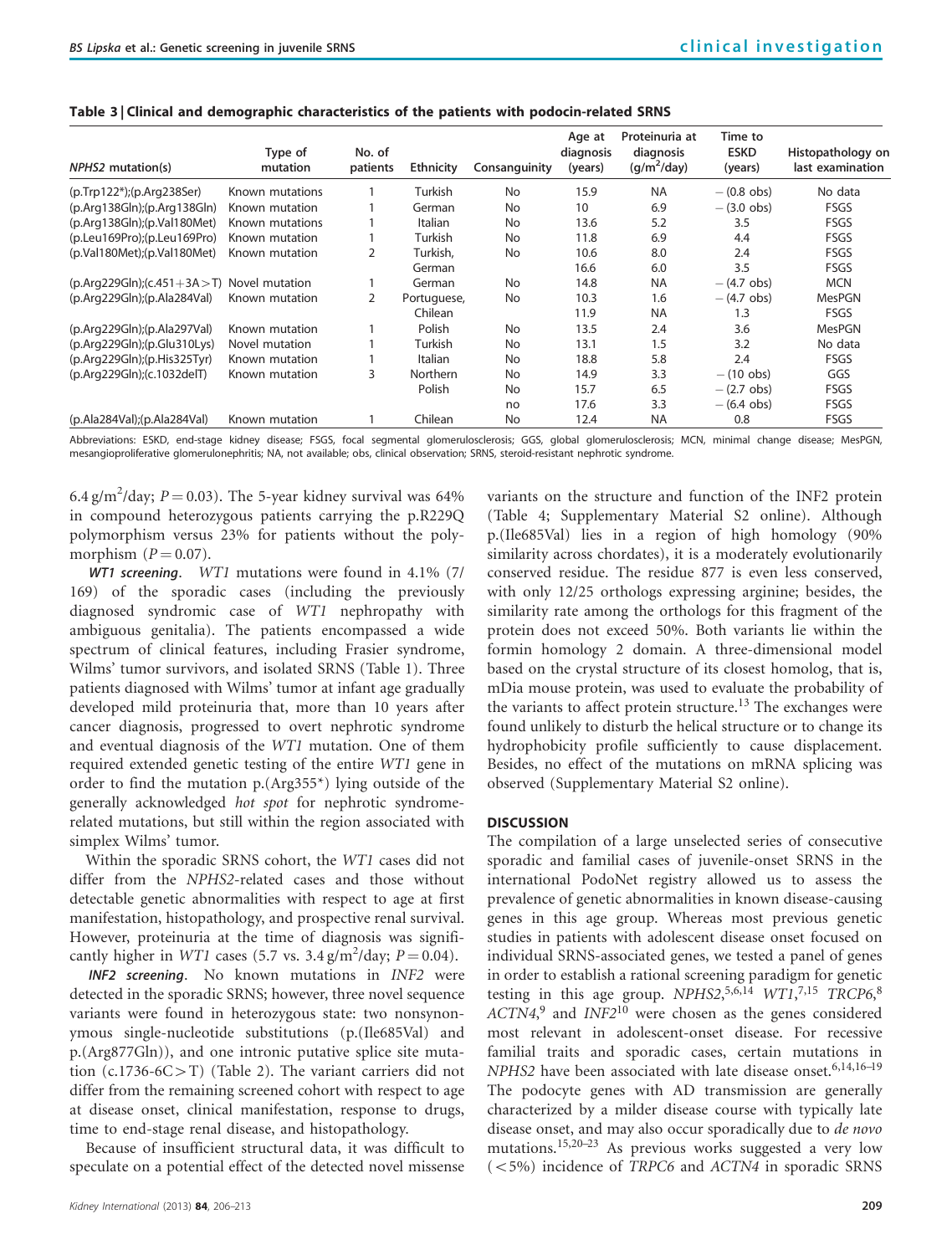**Table 3 | Clinical and demographic characteristics of the patients with podocin-related SRNS**

| NPHS2 mutation(s) | Type of mutation | No. of patients | Ethnicity | Consanguinity | Age at diagnosis (years) | Proteinuria at diagnosis (g/m$^2$/day) | Time to ESKD (years) | Histopathology on last examination |
|---|---|---|---|---|---|---|---|---|
| (p.Trp122*);(p.Arg238Ser) | Known mutations | 1 | Turkish | No | 15.9 | NA | − (0.8 obs) | No data |
| (p.Arg138Gln);(p.Arg138Gln) | Known mutation | 1 | German | No | 10 | 6.9 | − (3.0 obs) | FSGS |
| (p.Arg138Gln);(p.Val180Met) | Known mutations | 1 | Italian | No | 13.6 | 5.2 | 3.5 | FSGS |
| (p.Leu169Pro);(p.Leu169Pro) | Known mutation | 1 | Turkish | No | 11.8 | 6.9 | 4.4 | FSGS |
| (p.Val180Met);(p.Val180Met) | Known mutation | 2 | Turkish, | No | 10.6 | 8.0 | 2.4 | FSGS |
| | | | German | | 16.6 | 6.0 | 3.5 | FSGS |
| (p.Arg229Gln);(c.451+3A>T) | Novel mutation | 1 | German | No | 14.8 | NA | − (4.7 obs) | MCN |
| (p.Arg229Gln);(p.Ala284Val) | Known mutation | 2 | Portuguese, | No | 10.3 | 1.6 | − (4.7 obs) | MesPGN |
| | | | Chilean | | 11.9 | NA | 1.3 | FSGS |
| (p.Arg229Gln);(p.Ala297Val) | Known mutation | 1 | Polish | No | 13.5 | 2.4 | 3.6 | MesPGN |
| (p.Arg229Gln);(p.Glu310Lys) | Novel mutation | 1 | Turkish | No | 13.1 | 1.5 | 3.2 | No data |
| (p.Arg229Gln);(p.His325Tyr) | Known mutation | 1 | Italian | No | 18.8 | 5.8 | 2.4 | FSGS |
| (p.Arg229Gln);(c.1032delT) | Known mutation | 3 | Northern | No | 14.9 | 3.3 | − (10 obs) | GGS |
| | | | Polish | No | 15.7 | 6.5 | − (2.7 obs) | FSGS |
| | | | | no | 17.6 | 3.3 | − (6.4 obs) | FSGS |
| (p.Ala284Val);(p.Ala284Val) | Known mutation | 1 | Chilean | No | 12.4 | NA | 0.8 | FSGS |

Abbreviations: ESKD, end-stage kidney disease; FSGS, focal segmental glomerulosclerosis; GGS, global glomerulosclerosis; MCN, minimal change disease; MesPGN, mesangioproliferative glomerulonephritis; NA, not available; obs, clinical observation; SRNS, steroid-resistant nephrotic syndrome.

6.4 g/m$^2$/day; $P=0.03$). The 5-year kidney survival was 64% in compound heterozygous patients carrying the p.R229Q polymorphism versus 23% for patients without the polymorphism ($P=0.07$).

***WT1* screening.** *WT1* mutations were found in 4.1% (7/169) of the sporadic cases (including the previously diagnosed syndromic case of *WT1* nephropathy with ambiguous genitalia). The patients encompassed a wide spectrum of clinical features, including Frasier syndrome, Wilms' tumor survivors, and isolated SRNS (Table 1). Three patients diagnosed with Wilms' tumor at infant age gradually developed mild proteinuria that, more than 10 years after cancer diagnosis, progressed to overt nephrotic syndrome and eventual diagnosis of the *WT1* mutation. One of them required extended genetic testing of the entire *WT1* gene in order to find the mutation p.(Arg355*) lying outside of the generally acknowledged *hot spot* for nephrotic syndrome-related mutations, but still within the region associated with simplex Wilms' tumor.

Within the sporadic SRNS cohort, the *WT1* cases did not differ from the *NPHS2*-related cases and those without detectable genetic abnormalities with respect to age at first manifestation, histopathology, and prospective renal survival. However, proteinuria at the time of diagnosis was significantly higher in *WT1* cases (5.7 vs. 3.4 g/m$^2$/day; $P=0.04$).

***INF2* screening.** No known mutations in *INF2* were detected in the sporadic SRNS; however, three novel sequence variants were found in heterozygous state: two nonsynonymous single-nucleotide substitutions (p.(Ile685Val) and p.(Arg877Gln)), and one intronic putative splice site mutation (c.1736-6C>T) (Table 2). The variant carriers did not differ from the remaining screened cohort with respect to age at disease onset, clinical manifestation, response to drugs, time to end-stage renal disease, and histopathology.

Because of insufficient structural data, it was difficult to speculate on a potential effect of the detected novel missense variants on the structure and function of the INF2 protein (Table 4; Supplementary Material S2 online). Although p.(Ile685Val) lies in a region of high homology (90% similarity across chordates), it is a moderately evolutionarily conserved residue. The residue 877 is even less conserved, with only 12/25 orthologs expressing arginine; besides, the similarity rate among the orthologs for this fragment of the protein does not exceed 50%. Both variants lie within the formin homology 2 domain. A three-dimensional model based on the crystal structure of its closest homolog, that is, mDia mouse protein, was used to evaluate the probability of the variants to affect protein structure.[13] The exchanges were found unlikely to disturb the helical structure or to change its hydrophobicity profile sufficiently to cause displacement. Besides, no effect of the mutations on mRNA splicing was observed (Supplementary Material S2 online).

## DISCUSSION

The compilation of a large unselected series of consecutive sporadic and familial cases of juvenile-onset SRNS in the international PodoNet registry allowed us to assess the prevalence of genetic abnormalities in known disease-causing genes in this age group. Whereas most previous genetic studies in patients with adolescent disease onset focused on individual SRNS-associated genes, we tested a panel of genes in order to establish a rational screening paradigm for genetic testing in this age group. *NPHS2*,[5,6,14] *WT1*,[7,15] *TRCP6*,[8] *ACTN4*,[9] and *INF2*[10] were chosen as the genes considered most relevant in adolescent-onset disease. For recessive familial traits and sporadic cases, certain mutations in *NPHS2* have been associated with late disease onset.[6,14,16–19] The podocyte genes with AD transmission are generally characterized by a milder disease course with typically late disease onset, and may also occur sporadically due to *de novo* mutations.[15,20–23] As previous works suggested a very low (<5%) incidence of *TRPC6* and *ACTN4* in sporadic SRNS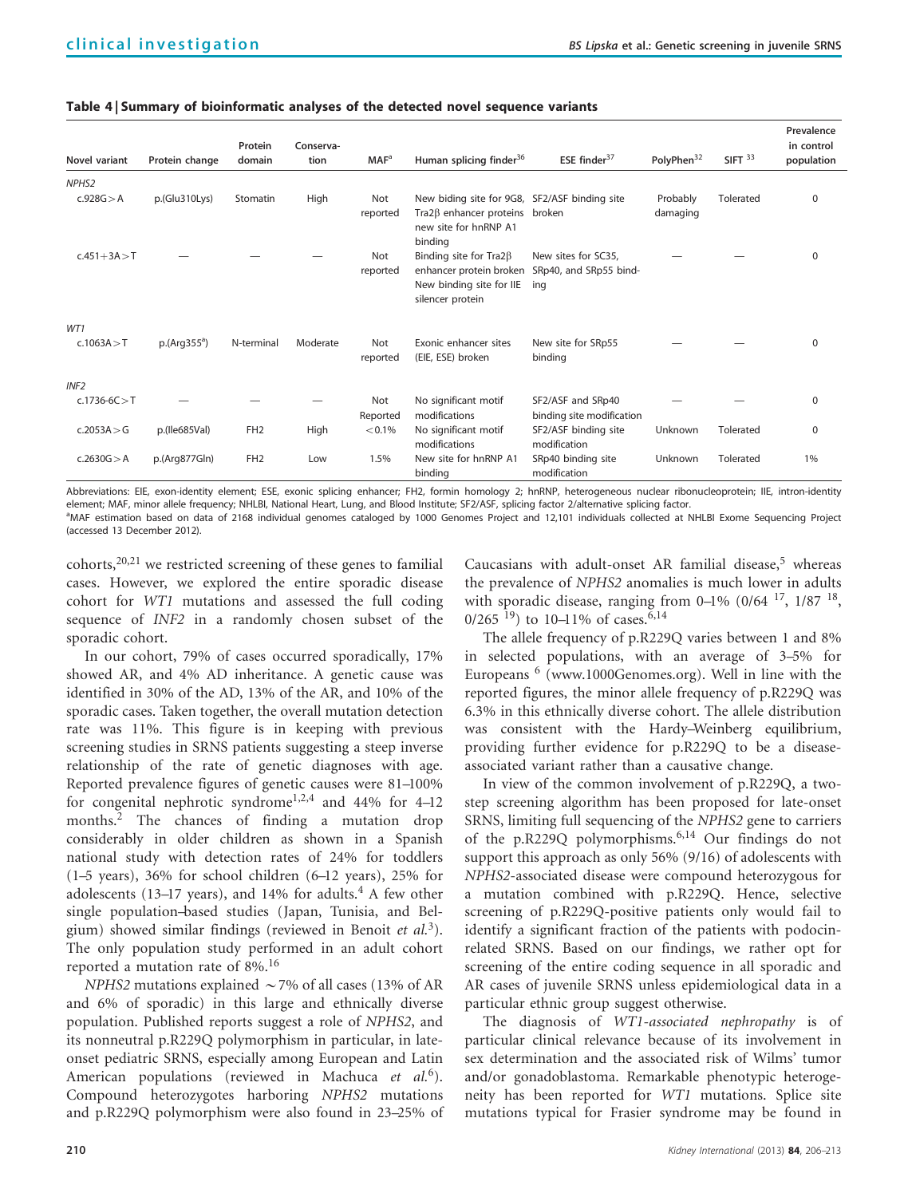**Table 4 | Summary of bioinformatic analyses of the detected novel sequence variants**

| Novel variant | Protein change | Protein domain | Conservation | MAF[a] | Human splicing finder[36] | ESE finder[37] | PolyPhen[32] | SIFT [33] | Prevalence in control population |
|---|---|---|---|---|---|---|---|---|---|
| *NPHS2* | | | | | | | | | |
| c.928G>A | p.(Glu310Lys) | Stomatin | High | Not reported | New biding site for 9G8, Tra2β enhancer proteins new site for hnRNP A1 binding | SF2/ASF binding site broken | Probably damaging | Tolerated | 0 |
| c.451+3A>T | — | — | — | Not reported | Binding site for Tra2β enhancer protein broken New binding site for IIE silencer protein | New sites for SC35, SRp40, and SRp55 binding | — | — | 0 |
| *WT1* | | | | | | | | | |
| c.1063A>T | p.(Arg355[a]) | N-terminal | Moderate | Not reported | Exonic enhancer sites (EIE, ESE) broken | New site for SRp55 binding | — | — | 0 |
| *INF2* | | | | | | | | | |
| c.1736-6C>T | — | — | — | Not Reported | No significant motif modifications | SF2/ASF and SRp40 binding site modification | — | — | 0 |
| c.2053A>G | p.(Ile685Val) | FH2 | High | <0.1% | No significant motif modifications | SF2/ASF binding site modification | Unknown | Tolerated | 0 |
| c.2630G>A | p.(Arg877Gln) | FH2 | Low | 1.5% | New site for hnRNP A1 binding | SRp40 binding site modification | Unknown | Tolerated | 1% |

Abbreviations: EIE, exon-identity element; ESE, exonic splicing enhancer; FH2, formin homology 2; hnRNP, heterogeneous nuclear ribonucleoprotein; IIE, intron-identity element; MAF, minor allele frequency; NHLBI, National Heart, Lung, and Blood Institute; SF2/ASF, splicing factor 2/alternative splicing factor.
[a]MAF estimation based on data of 2168 individual genomes cataloged by 1000 Genomes Project and 12,101 individuals collected at NHLBI Exome Sequencing Project (accessed 13 December 2012).

cohorts,[20,21] we restricted screening of these genes to familial cases. However, we explored the entire sporadic disease cohort for *WT1* mutations and assessed the full coding sequence of *INF2* in a randomly chosen subset of the sporadic cohort.

In our cohort, 79% of cases occurred sporadically, 17% showed AR, and 4% AD inheritance. A genetic cause was identified in 30% of the AD, 13% of the AR, and 10% of the sporadic cases. Taken together, the overall mutation detection rate was 11%. This figure is in keeping with previous screening studies in SRNS patients suggesting a steep inverse relationship of the rate of genetic diagnoses with age. Reported prevalence figures of genetic causes were 81–100% for congenital nephrotic syndrome[1,2,4] and 44% for 4–12 months.[2] The chances of finding a mutation drop considerably in older children as shown in a Spanish national study with detection rates of 24% for toddlers (1–5 years), 36% for school children (6–12 years), 25% for adolescents (13–17 years), and 14% for adults.[4] A few other single population–based studies (Japan, Tunisia, and Belgium) showed similar findings (reviewed in Benoit *et al.*[3]). The only population study performed in an adult cohort reported a mutation rate of 8%.[16]

*NPHS2* mutations explained ~7% of all cases (13% of AR and 6% of sporadic) in this large and ethnically diverse population. Published reports suggest a role of *NPHS2*, and its nonneutral p.R229Q polymorphism in particular, in late-onset pediatric SRNS, especially among European and Latin American populations (reviewed in Machuca *et al.*[6]). Compound heterozygotes harboring *NPHS2* mutations and p.R229Q polymorphism were also found in 23–25% of Caucasians with adult-onset AR familial disease,[5] whereas the prevalence of *NPHS2* anomalies is much lower in adults with sporadic disease, ranging from 0–1% (0/64 [17], 1/87 [18], 0/265 [19]) to 10–11% of cases.[6,14]

The allele frequency of p.R229Q varies between 1 and 8% in selected populations, with an average of 3–5% for Europeans [6] (www.1000Genomes.org). Well in line with the reported figures, the minor allele frequency of p.R229Q was 6.3% in this ethnically diverse cohort. The allele distribution was consistent with the Hardy–Weinberg equilibrium, providing further evidence for p.R229Q to be a disease-associated variant rather than a causative change.

In view of the common involvement of p.R229Q, a two-step screening algorithm has been proposed for late-onset SRNS, limiting full sequencing of the *NPHS2* gene to carriers of the p.R229Q polymorphisms.[6,14] Our findings do not support this approach as only 56% (9/16) of adolescents with *NPHS2*-associated disease were compound heterozygous for a mutation combined with p.R229Q. Hence, selective screening of p.R229Q-positive patients only would fail to identify a significant fraction of the patients with podocin-related SRNS. Based on our findings, we rather opt for screening of the entire coding sequence in all sporadic and AR cases of juvenile SRNS unless epidemiological data in a particular ethnic group suggest otherwise.

The diagnosis of *WT1-associated nephropathy* is of particular clinical relevance because of its involvement in sex determination and the associated risk of Wilms' tumor and/or gonadoblastoma. Remarkable phenotypic heterogeneity has been reported for *WT1* mutations. Splice site mutations typical for Frasier syndrome may be found in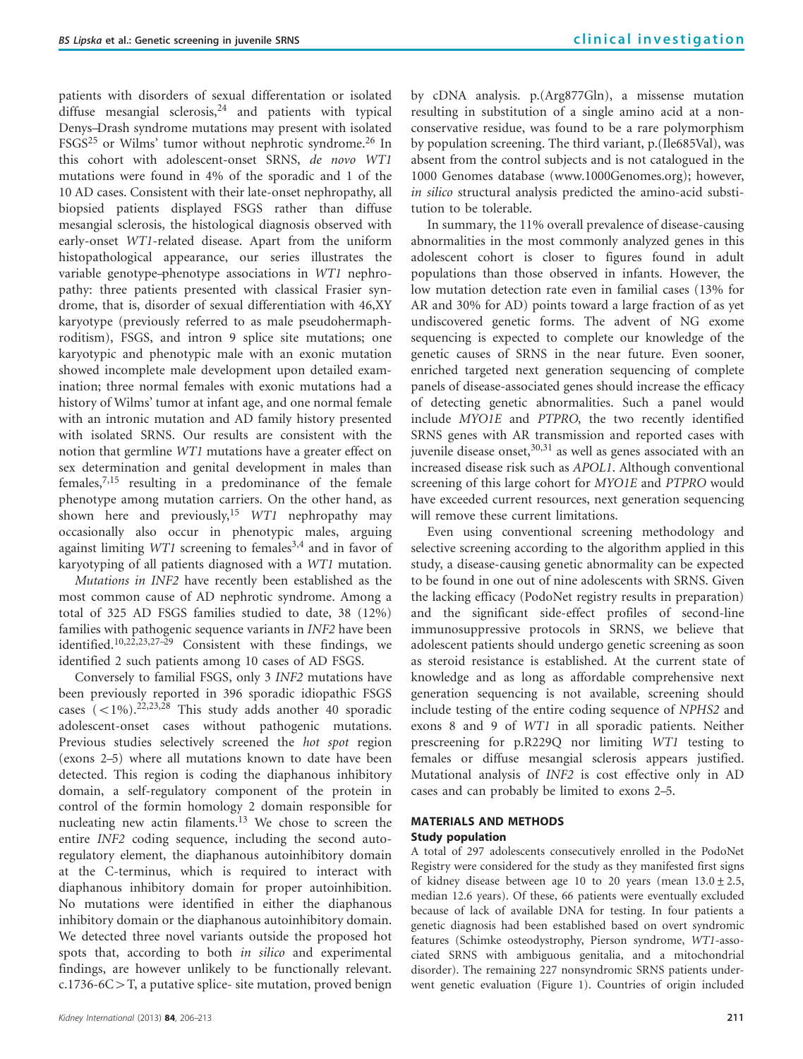patients with disorders of sexual differentiation or isolated diffuse mesangial sclerosis,[24] and patients with typical Denys–Drash syndrome mutations may present with isolated FSGS[25] or Wilms' tumor without nephrotic syndrome.[26] In this cohort with adolescent-onset SRNS, *de novo WT1* mutations were found in 4% of the sporadic and 1 of the 10 AD cases. Consistent with their late-onset nephropathy, all biopsied patients displayed FSGS rather than diffuse mesangial sclerosis, the histological diagnosis observed with early-onset *WT1*-related disease. Apart from the uniform histopathological appearance, our series illustrates the variable genotype–phenotype associations in *WT1* nephropathy: three patients presented with classical Frasier syndrome, that is, disorder of sexual differentiation with 46,XY karyotype (previously referred to as male pseudohermaphroditism), FSGS, and intron 9 splice site mutations; one karyotypic and phenotypic male with an exonic mutation showed incomplete male development upon detailed examination; three normal females with exonic mutations had a history of Wilms' tumor at infant age, and one normal female with an intronic mutation and AD family history presented with isolated SRNS. Our results are consistent with the notion that germline *WT1* mutations have a greater effect on sex determination and genital development in males than females,[7,15] resulting in a predominance of the female phenotype among mutation carriers. On the other hand, as shown here and previously,[15] *WT1* nephropathy may occasionally also occur in phenotypic males, arguing against limiting *WT1* screening to females[3,4] and in favor of karyotyping of all patients diagnosed with a *WT1* mutation.

*Mutations in INF2* have recently been established as the most common cause of AD nephrotic syndrome. Among a total of 325 AD FSGS families studied to date, 38 (12%) families with pathogenic sequence variants in *INF2* have been identified.[10,22,23,27–29] Consistent with these findings, we identified 2 such patients among 10 cases of AD FSGS.

Conversely to familial FSGS, only 3 *INF2* mutations have been previously reported in 396 sporadic idiopathic FSGS cases (<1%).[22,23,28] This study adds another 40 sporadic adolescent-onset cases without pathogenic mutations. Previous studies selectively screened the *hot spot* region (exons 2–5) where all mutations known to date have been detected. This region is coding the diaphanous inhibitory domain, a self-regulatory component of the protein in control of the formin homology 2 domain responsible for nucleating new actin filaments.[13] We chose to screen the entire *INF2* coding sequence, including the second autoregulatory element, the diaphanous autoinhibitory domain at the C-terminus, which is required to interact with diaphanous inhibitory domain for proper autoinhibition. No mutations were identified in either the diaphanous inhibitory domain or the diaphanous autoinhibitory domain. We detected three novel variants outside the proposed hot spots that, according to both *in silico* and experimental findings, are however unlikely to be functionally relevant. c.1736-6C>T, a putative splice- site mutation, proved benign by cDNA analysis. p.(Arg877Gln), a missense mutation resulting in substitution of a single amino acid at a non-conservative residue, was found to be a rare polymorphism by population screening. The third variant, p.(Ile685Val), was absent from the control subjects and is not catalogued in the 1000 Genomes database (www.1000Genomes.org); however, *in silico* structural analysis predicted the amino-acid substitution to be tolerable.

In summary, the 11% overall prevalence of disease-causing abnormalities in the most commonly analyzed genes in this adolescent cohort is closer to figures found in adult populations than those observed in infants. However, the low mutation detection rate even in familial cases (13% for AR and 30% for AD) points toward a large fraction of as yet undiscovered genetic forms. The advent of NG exome sequencing is expected to complete our knowledge of the genetic causes of SRNS in the near future. Even sooner, enriched targeted next generation sequencing of complete panels of disease-associated genes should increase the efficacy of detecting genetic abnormalities. Such a panel would include *MYO1E* and *PTPRO*, the two recently identified SRNS genes with AR transmission and reported cases with juvenile disease onset,[30,31] as well as genes associated with an increased disease risk such as *APOL1*. Although conventional screening of this large cohort for *MYO1E* and *PTPRO* would have exceeded current resources, next generation sequencing will remove these current limitations.

Even using conventional screening methodology and selective screening according to the algorithm applied in this study, a disease-causing genetic abnormality can be expected to be found in one out of nine adolescents with SRNS. Given the lacking efficacy (PodoNet registry results in preparation) and the significant side-effect profiles of second-line immunosuppressive protocols in SRNS, we believe that adolescent patients should undergo genetic screening as soon as steroid resistance is established. At the current state of knowledge and as long as affordable comprehensive next generation sequencing is not available, screening should include testing of the entire coding sequence of *NPHS2* and exons 8 and 9 of *WT1* in all sporadic patients. Neither prescreening for p.R229Q nor limiting *WT1* testing to females or diffuse mesangial sclerosis appears justified. Mutational analysis of *INF2* is cost effective only in AD cases and can probably be limited to exons 2–5.

## MATERIALS AND METHODS

### Study population

A total of 297 adolescents consecutively enrolled in the PodoNet Registry were considered for the study as they manifested first signs of kidney disease between age 10 to 20 years (mean $13.0 \pm 2.5$, median 12.6 years). Of these, 66 patients were eventually excluded because of lack of available DNA for testing. In four patients a genetic diagnosis had been established based on overt syndromic features (Schimke osteodystrophy, Pierson syndrome, *WT1*-associated SRNS with ambiguous genitalia, and a mitochondrial disorder). The remaining 227 nonsyndromic SRNS patients underwent genetic evaluation (Figure 1). Countries of origin included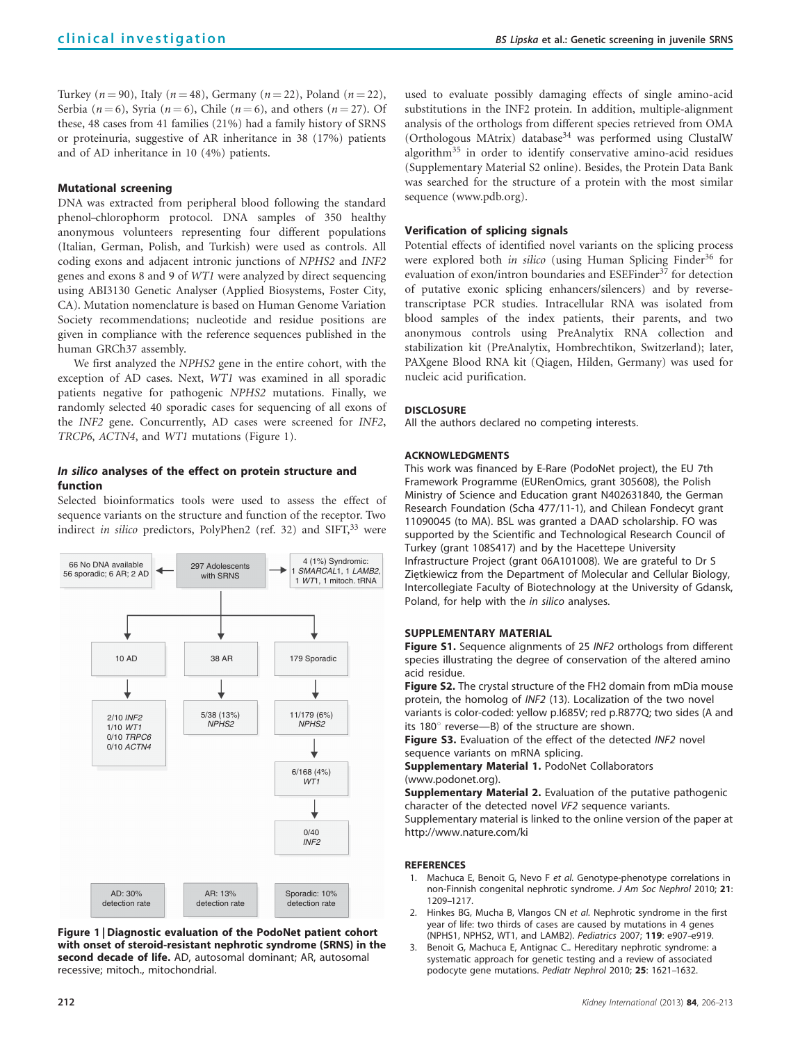Turkey ($n=90$), Italy ($n=48$), Germany ($n=22$), Poland ($n=22$), Serbia ($n=6$), Syria ($n=6$), Chile ($n=6$), and others ($n=27$). Of these, 48 cases from 41 families (21%) had a family history of SRNS or proteinuria, suggestive of AR inheritance in 38 (17%) patients and of AD inheritance in 10 (4%) patients.

### Mutational screening

DNA was extracted from peripheral blood following the standard phenol–chlorophorm protocol. DNA samples of 350 healthy anonymous volunteers representing four different populations (Italian, German, Polish, and Turkish) were used as controls. All coding exons and adjacent intronic junctions of *NPHS2* and *INF2* genes and exons 8 and 9 of *WT1* were analyzed by direct sequencing using ABI3130 Genetic Analyser (Applied Biosystems, Foster City, CA). Mutation nomenclature is based on Human Genome Variation Society recommendations; nucleotide and residue positions are given in compliance with the reference sequences published in the human GRCh37 assembly.

We first analyzed the *NPHS2* gene in the entire cohort, with the exception of AD cases. Next, *WT1* was examined in all sporadic patients negative for pathogenic *NPHS2* mutations. Finally, we randomly selected 40 sporadic cases for sequencing of all exons of the *INF2* gene. Concurrently, AD cases were screened for *INF2*, *TRCP6*, *ACTN4*, and *WT1* mutations (Figure 1).

### *In silico* analyses of the effect on protein structure and function

Selected bioinformatics tools were used to assess the effect of sequence variants on the structure and function of the receptor. Two indirect *in silico* predictors, PolyPhen2 (ref. 32) and SIFT,[33] were used to evaluate possibly damaging effects of single amino-acid substitutions in the INF2 protein. In addition, multiple-alignment analysis of the orthologs from different species retrieved from OMA (Orthologous MAtrix) database[34] was performed using ClustalW algorithm[35] in order to identify conservative amino-acid residues (Supplementary Material S2 online). Besides, the Protein Data Bank was searched for the structure of a protein with the most similar sequence (www.pdb.org).

66 No DNA available: 56 sporadic; 6 AR; 2 AD ← 297 Adolescents with SRNS → 4 (1%) Syndromic: 1 *SMARCAL*1, 1 *LAMB2*, 1 *WT*1, 1 mitoch. tRNA

- 10 AD → 2/10 *INF2*, 1/10 *WT1*, 0/10 *TRPC6*, 0/10 *ACTN4* → AD: 30% detection rate
- 38 AR → 5/38 (13%) *NPHS2* → AR: 13% detection rate
- 179 Sporadic → 11/179 (6%) *NPHS2* → 6/168 (4%) *WT1* → 0/40 *INF2* → Sporadic: 10% detection rate

**Figure 1 | Diagnostic evaluation of the PodoNet patient cohort with onset of steroid-resistant nephrotic syndrome (SRNS) in the second decade of life.** AD, autosomal dominant; AR, autosomal recessive; mitoch., mitochondrial.

### Verification of splicing signals

Potential effects of identified novel variants on the splicing process were explored both *in silico* (using Human Splicing Finder[36] for evaluation of exon/intron boundaries and ESEFinder[37] for detection of putative exonic splicing enhancers/silencers) and by reverse-transcriptase PCR studies. Intracellular RNA was isolated from blood samples of the index patients, their parents, and two anonymous controls using PreAnalytix RNA collection and stabilization kit (PreAnalytix, Hombrechtikon, Switzerland); later, PAXgene Blood RNA kit (Qiagen, Hilden, Germany) was used for nucleic acid purification.

## DISCLOSURE

All the authors declared no competing interests.

## ACKNOWLEDGMENTS

This work was financed by E-Rare (PodoNet project), the EU 7th Framework Programme (EURenOmics, grant 305608), the Polish Ministry of Science and Education grant N402631840, the German Research Foundation (Scha 477/11-1), and Chilean Fondecyt grant 11090045 (to MA). BSL was granted a DAAD scholarship. FO was supported by the Scientific and Technological Research Council of Turkey (grant 108S417) and by the Hacettepe University Infrastructure Project (grant 06A101008). We are grateful to Dr S Ziętkiewicz from the Department of Molecular and Cellular Biology, Intercollegiate Faculty of Biotechnology at the University of Gdansk, Poland, for help with the *in silico* analyses.

## SUPPLEMENTARY MATERIAL

**Figure S1.** Sequence alignments of 25 *INF2* orthologs from different species illustrating the degree of conservation of the altered amino acid residue.

**Figure S2.** The crystal structure of the FH2 domain from mDia mouse protein, the homolog of *INF2* (13). Localization of the two novel variants is color-coded: yellow p.I685V; red p.R877Q; two sides (A and its 180° reverse—B) of the structure are shown.

**Figure S3.** Evaluation of the effect of the detected *INF2* novel sequence variants on mRNA splicing.

**Supplementary Material 1.** PodoNet Collaborators (www.podonet.org).

**Supplementary Material 2.** Evaluation of the putative pathogenic character of the detected novel *VF2* sequence variants.

Supplementary material is linked to the online version of the paper at http://www.nature.com/ki

## REFERENCES

1. Machuca E, Benoit G, Nevo F *et al.* Genotype-phenotype correlations in non-Finnish congenital nephrotic syndrome. *J Am Soc Nephrol* 2010; **21**: 1209–1217.
2. Hinkes BG, Mucha B, Vlangos CN *et al.* Nephrotic syndrome in the first year of life: two thirds of cases are caused by mutations in 4 genes (NPHS1, NPHS2, WT1, and LAMB2). *Pediatrics* 2007; **119**: e907–e919.
3. Benoit G, Machuca E, Antignac C.. Hereditary nephrotic syndrome: a systematic approach for genetic testing and a review of associated podocyte gene mutations. *Pediatr Nephrol* 2010; **25**: 1621–1632.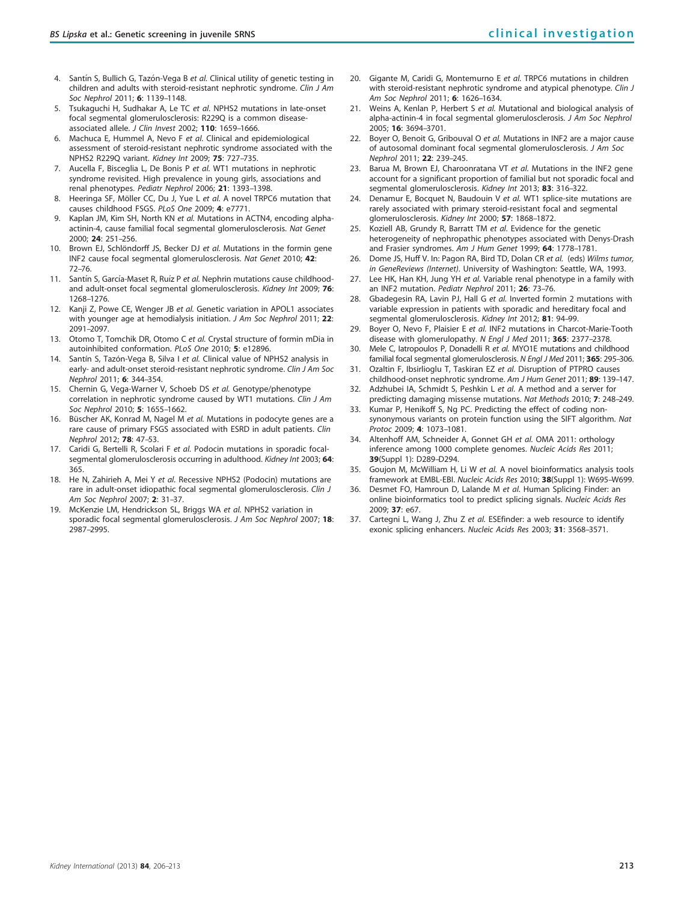4. Santín S, Bullich G, Tazón-Vega B *et al.* Clinical utility of genetic testing in children and adults with steroid-resistant nephrotic syndrome. *Clin J Am Soc Nephrol* 2011; **6**: 1139–1148.
5. Tsukaguchi H, Sudhakar A, Le TC *et al.* NPHS2 mutations in late-onset focal segmental glomerulosclerosis: R229Q is a common disease-associated allele. *J Clin Invest* 2002; **110**: 1659–1666.
6. Machuca E, Hummel A, Nevo F *et al.* Clinical and epidemiological assessment of steroid-resistant nephrotic syndrome associated with the NPHS2 R229Q variant. *Kidney Int* 2009; **75**: 727–735.
7. Aucella F, Bisceglia L, De Bonis P *et al.* WT1 mutations in nephrotic syndrome revisited. High prevalence in young girls, associations and renal phenotypes. *Pediatr Nephrol* 2006; **21**: 1393–1398.
8. Heeringa SF, Möller CC, Du J, Yue L *et al.* A novel TRPC6 mutation that causes childhood FSGS. *PLoS One* 2009; **4**: e7771.
9. Kaplan JM, Kim SH, North KN *et al.* Mutations in ACTN4, encoding alpha-actinin-4, cause familial focal segmental glomerulosclerosis. *Nat Genet* 2000; **24**: 251–256.
10. Brown EJ, Schlöndorff JS, Becker DJ *et al.* Mutations in the formin gene INF2 cause focal segmental glomerulosclerosis. *Nat Genet* 2010; **42**: 72–76.
11. Santín S, García-Maset R, Ruíz P *et al.* Nephrin mutations cause childhood- and adult-onset focal segmental glomerulosclerosis. *Kidney Int* 2009; **76**: 1268–1276.
12. Kanji Z, Powe CE, Wenger JB *et al.* Genetic variation in APOL1 associates with younger age at hemodialysis initiation. *J Am Soc Nephrol* 2011; **22**: 2091–2097.
13. Otomo T, Tomchik DR, Otomo C *et al.* Crystal structure of formin mDia in autoinhibited conformation. *PLoS One* 2010; **5**: e12896.
14. Santín S, Tazón-Vega B, Silva I *et al.* Clinical value of NPHS2 analysis in early- and adult-onset steroid-resistant nephrotic syndrome. *Clin J Am Soc Nephrol* 2011; **6**: 344–354.
15. Chernin G, Vega-Warner V, Schoeb DS *et al.* Genotype/phenotype correlation in nephrotic syndrome caused by WT1 mutations. *Clin J Am Soc Nephrol* 2010; **5**: 1655–1662.
16. Büscher AK, Konrad M, Nagel M *et al.* Mutations in podocyte genes are a rare cause of primary FSGS associated with ESRD in adult patients. *Clin Nephrol* 2012; **78**: 47–53.
17. Caridi G, Bertelli R, Scolari F *et al.* Podocin mutations in sporadic focal-segmental glomerulosclerosis occurring in adulthood. *Kidney Int* 2003; **64**: 365.
18. He N, Zahirieh A, Mei Y *et al.* Recessive NPHS2 (Podocin) mutations are rare in adult-onset idiopathic focal segmental glomerulosclerosis. *Clin J Am Soc Nephrol* 2007; **2**: 31–37.
19. McKenzie LM, Hendrickson SL, Briggs WA *et al.* NPHS2 variation in sporadic focal segmental glomerulosclerosis. *J Am Soc Nephrol* 2007; **18**: 2987–2995.
20. Gigante M, Caridi G, Montemurno E *et al.* TRPC6 mutations in children with steroid-resistant nephrotic syndrome and atypical phenotype. *Clin J Am Soc Nephrol* 2011; **6**: 1626–1634.
21. Weins A, Kenlan P, Herbert S *et al.* Mutational and biological analysis of alpha-actinin-4 in focal segmental glomerulosclerosis. *J Am Soc Nephrol* 2005; **16**: 3694–3701.
22. Boyer O, Benoit G, Gribouval O *et al.* Mutations in INF2 are a major cause of autosomal dominant focal segmental glomerulosclerosis. *J Am Soc Nephrol* 2011; **22**: 239–245.
23. Barua M, Brown EJ, Charoonratana VT *et al.* Mutations in the INF2 gene account for a significant proportion of familial but not sporadic focal and segmental glomerulosclerosis. *Kidney Int* 2013; **83**: 316–322.
24. Denamur E, Bocquet N, Baudouin V *et al.* WT1 splice-site mutations are rarely associated with primary steroid-resistant focal and segmental glomerulosclerosis. *Kidney Int* 2000; **57**: 1868–1872.
25. Koziell AB, Grundy R, Barratt TM *et al.* Evidence for the genetic heterogeneity of nephropathic phenotypes associated with Denys-Drash and Frasier syndromes. *Am J Hum Genet* 1999; **64**: 1778–1781.
26. Dome JS, Huff V. In: Pagon RA, Bird TD, Dolan CR *et al.* (eds) *Wilms tumor, in GeneReviews (Internet)*. University of Washington: Seattle, WA, 1993.
27. Lee HK, Han KH, Jung YH *et al.* Variable renal phenotype in a family with an INF2 mutation. *Pediatr Nephrol* 2011; **26**: 73–76.
28. Gbadegesin RA, Lavin PJ, Hall G *et al.* Inverted formin 2 mutations with variable expression in patients with sporadic and hereditary focal and segmental glomerulosclerosis. *Kidney Int* 2012; **81**: 94–99.
29. Boyer O, Nevo F, Plaisier E *et al.* INF2 mutations in Charcot-Marie-Tooth disease with glomerulopathy. *N Engl J Med* 2011; **365**: 2377–2378.
30. Mele C, Iatropoulos P, Donadelli R *et al.* MYO1E mutations and childhood familial focal segmental glomerulosclerosis. *N Engl J Med* 2011; **365**: 295–306.
31. Ozaltin F, Ibsirlioglu T, Taskiran EZ *et al.* Disruption of PTPRO causes childhood-onset nephrotic syndrome. *Am J Hum Genet* 2011; **89**: 139–147.
32. Adzhubei IA, Schmidt S, Peshkin L *et al.* A method and a server for predicting damaging missense mutations. *Nat Methods* 2010; **7**: 248–249.
33. Kumar P, Henikoff S, Ng PC. Predicting the effect of coding non-synonymous variants on protein function using the SIFT algorithm. *Nat Protoc* 2009; **4**: 1073–1081.
34. Altenhoff AM, Schneider A, Gonnet GH *et al.* OMA 2011: orthology inference among 1000 complete genomes. *Nucleic Acids Res* 2011; **39**(Suppl 1): D289–D294.
35. Goujon M, McWilliam H, Li W *et al.* A novel bioinformatics analysis tools framework at EMBL-EBI. *Nucleic Acids Res* 2010; **38**(Suppl 1): W695–W699.
36. Desmet FO, Hamroun D, Lalande M *et al.* Human Splicing Finder: an online bioinformatics tool to predict splicing signals. *Nucleic Acids Res* 2009; **37**: e67.
37. Cartegni L, Wang J, Zhu Z *et al.* ESEfinder: a web resource to identify exonic splicing enhancers. *Nucleic Acids Res* 2003; **31**: 3568–3571.